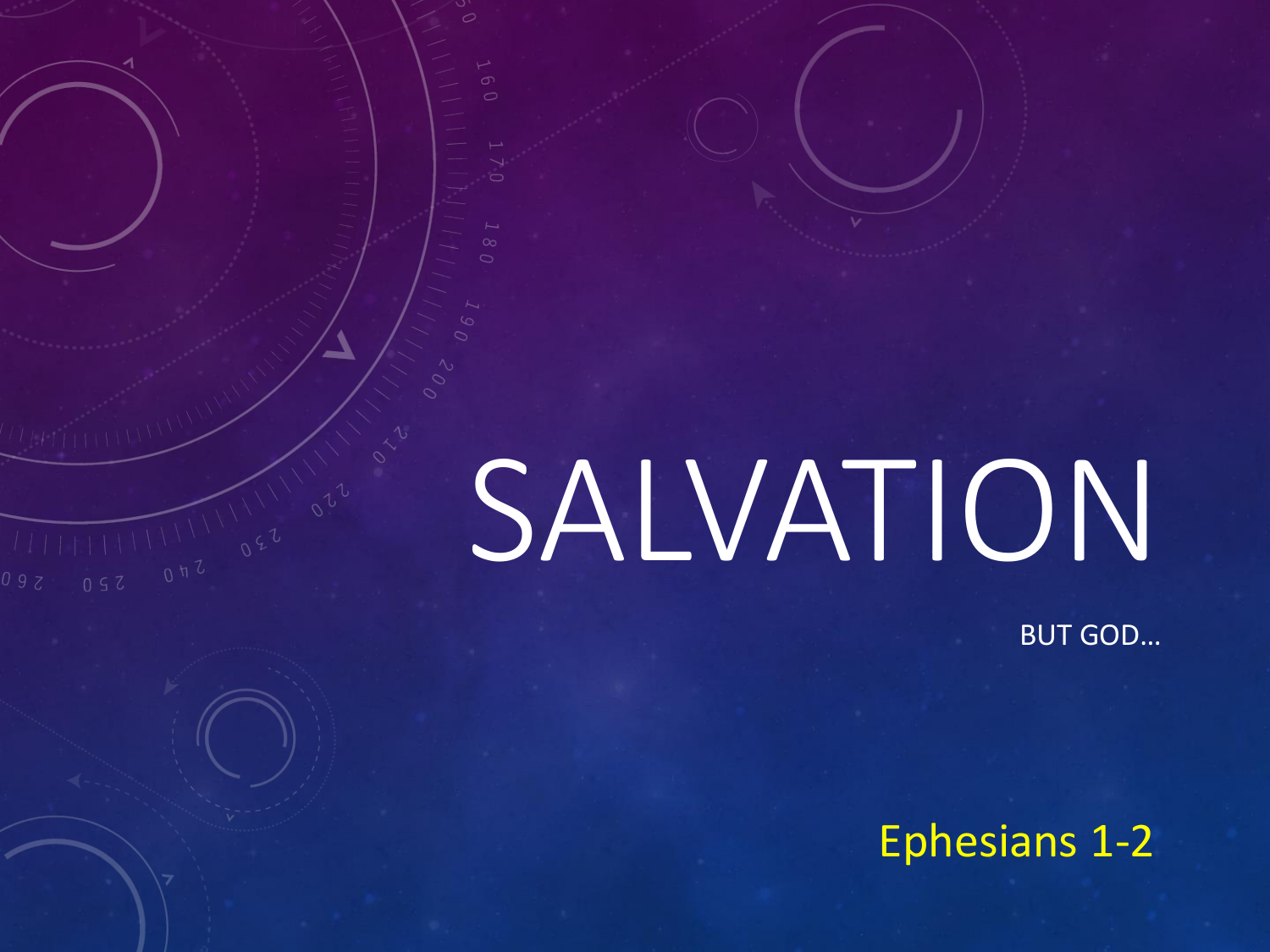# SALVATION

BUT GOD…

Ephesians 1-2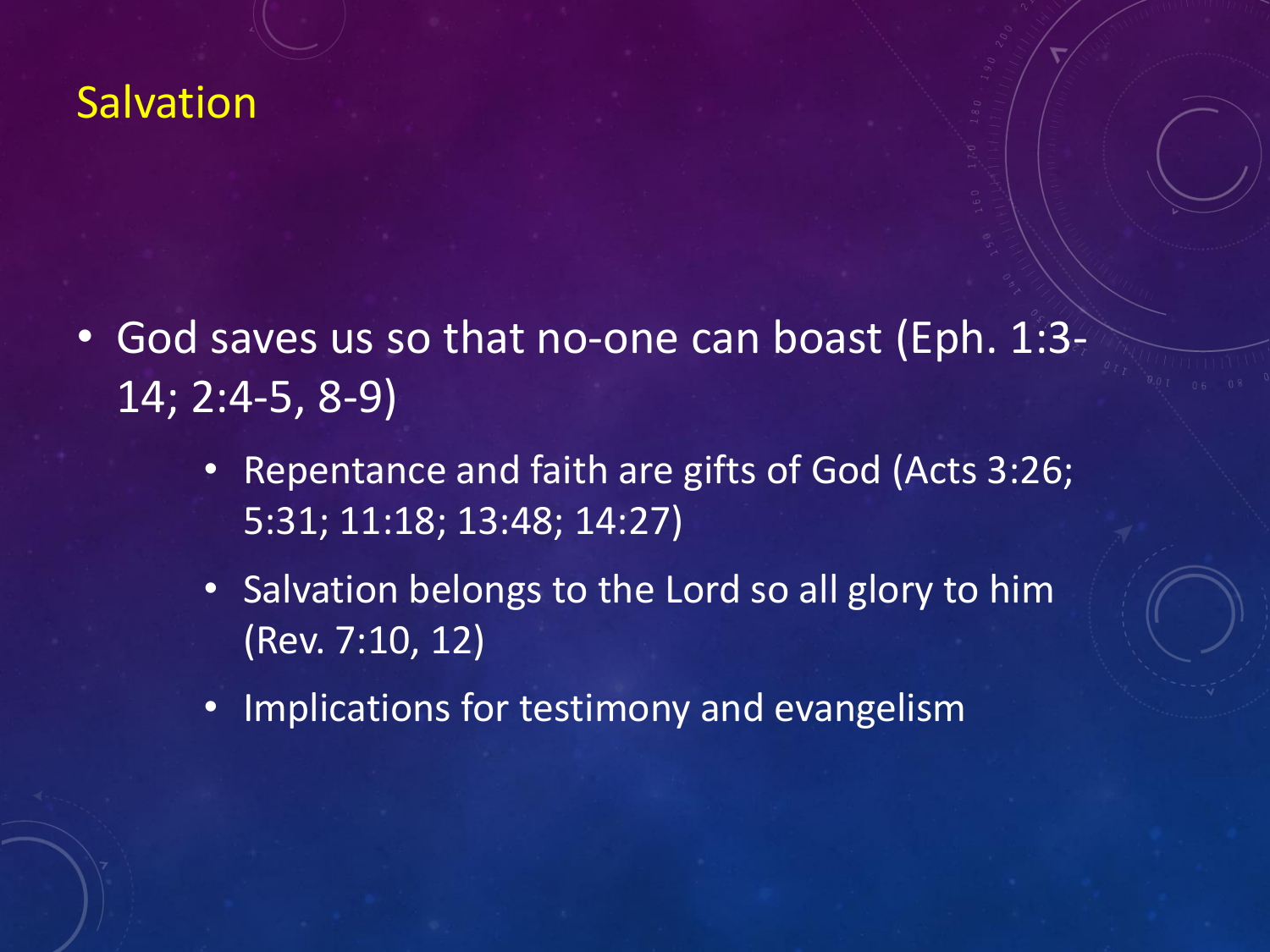# Salvation

- God saves us so that no-one can boast (Eph. 1:3-14; 2:4-5, 8-9)
  - Repentance and faith are gifts of God (Acts 3:26; 5:31; 11:18; 13:48; 14:27)
  - Salvation belongs to the Lord so all glory to him (Rev. 7:10, 12)
  - Implications for testimony and evangelism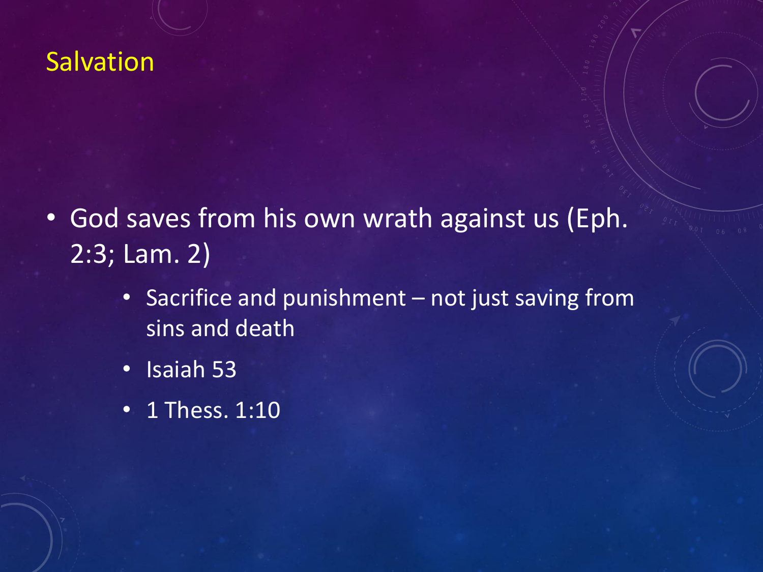# Salvation

- God saves from his own wrath against us (Eph. 2:3; Lam. 2)
  - Sacrifice and punishment – not just saving from sins and death
  - Isaiah 53
  - 1 Thess. 1:10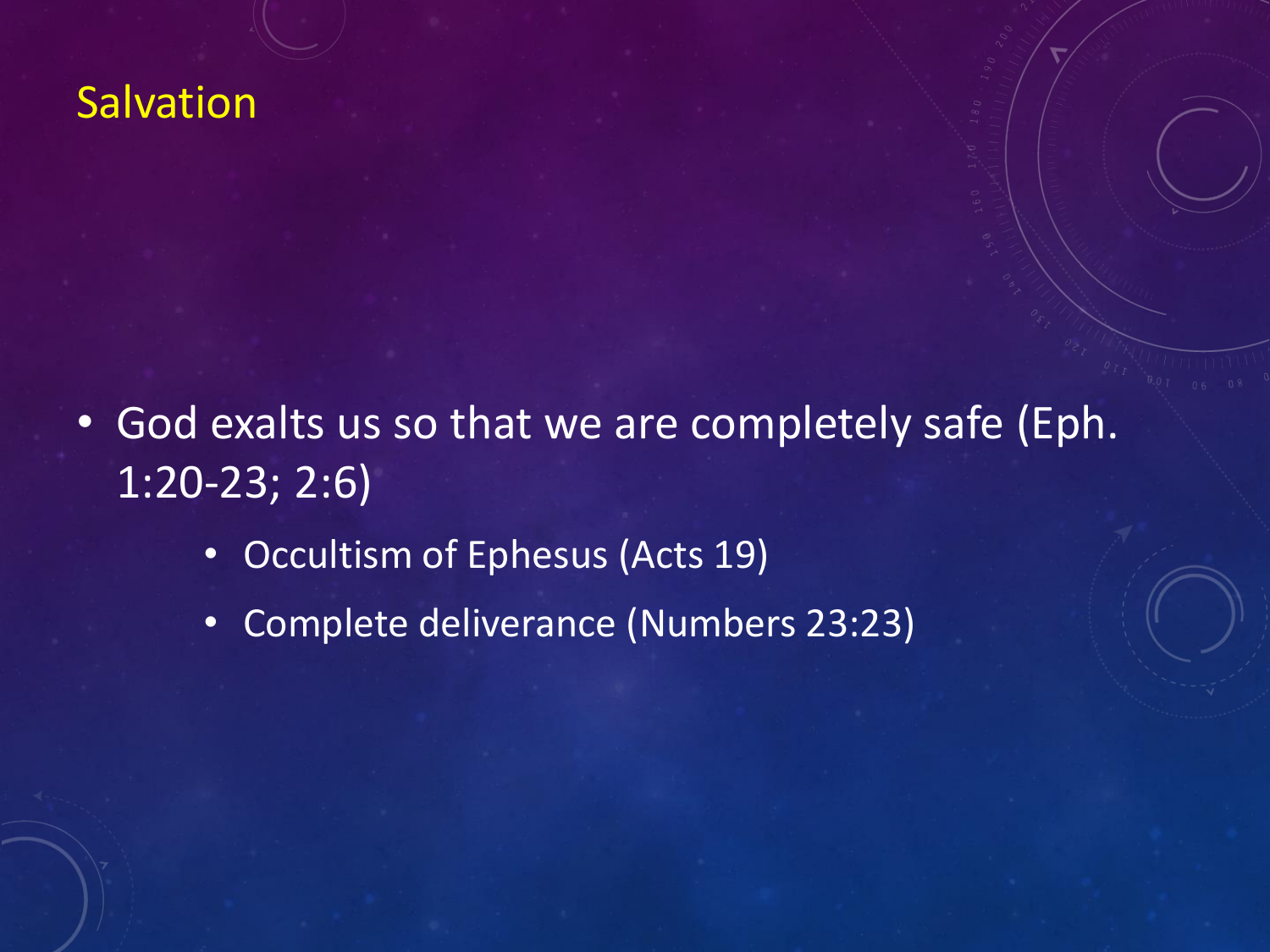# Salvation

- God exalts us so that we are completely safe (Eph. 1:20-23; 2:6)
  - Occultism of Ephesus (Acts 19)
  - Complete deliverance (Numbers 23:23)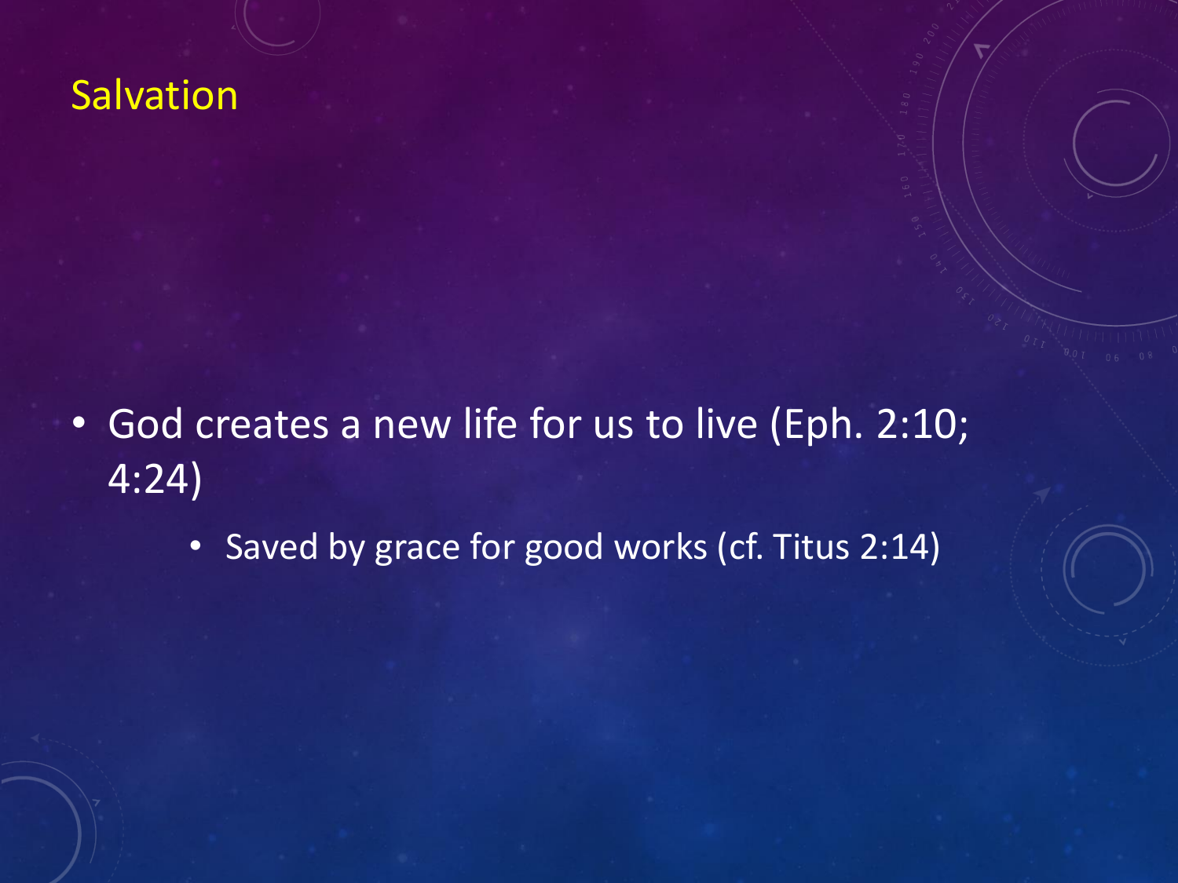# Salvation

- God creates a new life for us to live (Eph. 2:10; 4:24)
    - Saved by grace for good works (cf. Titus 2:14)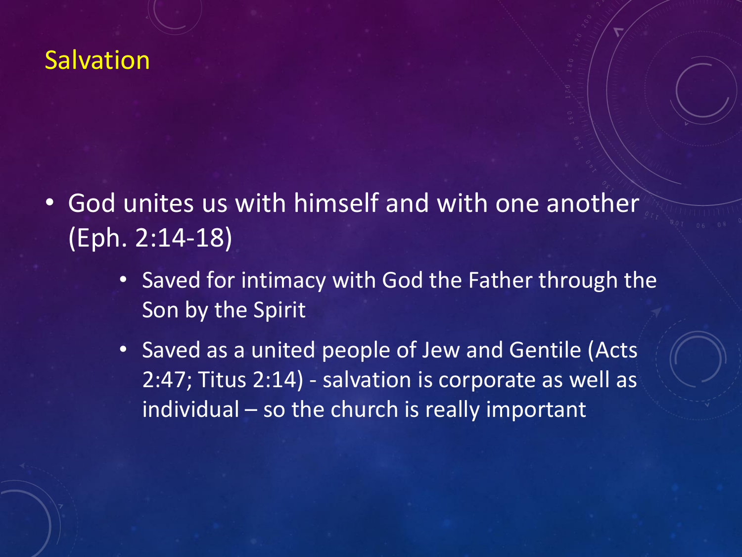# Salvation

- God unites us with himself and with one another (Eph. 2:14-18)
  - Saved for intimacy with God the Father through the Son by the Spirit
  - Saved as a united people of Jew and Gentile (Acts 2:47; Titus 2:14) - salvation is corporate as well as individual – so the church is really important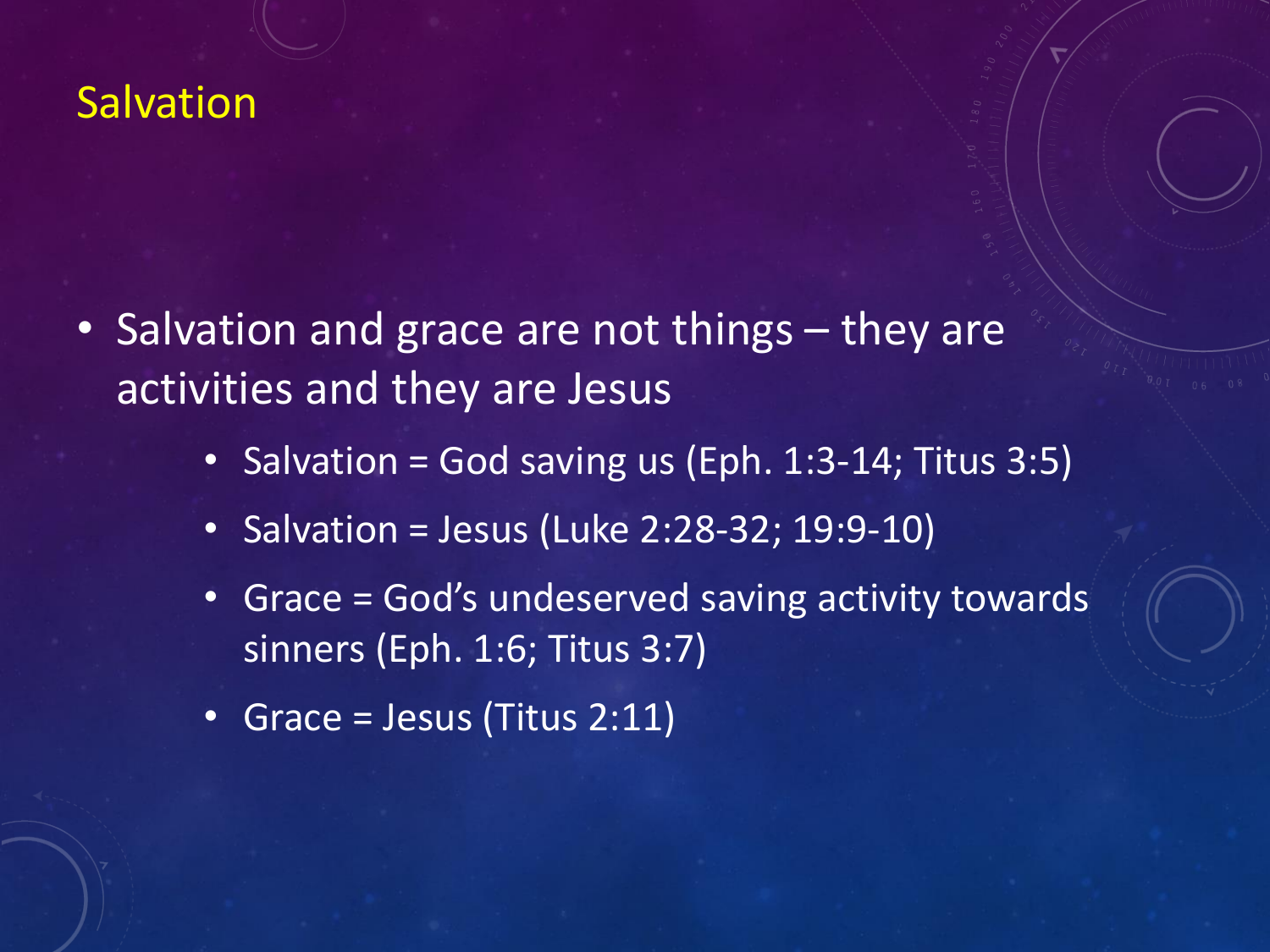# Salvation

- Salvation and grace are not things – they are activities and they are Jesus
  - Salvation = God saving us (Eph. 1:3-14; Titus 3:5)
  - Salvation = Jesus (Luke 2:28-32; 19:9-10)
  - Grace = God's undeserved saving activity towards sinners (Eph. 1:6; Titus 3:7)
  - Grace = Jesus (Titus 2:11)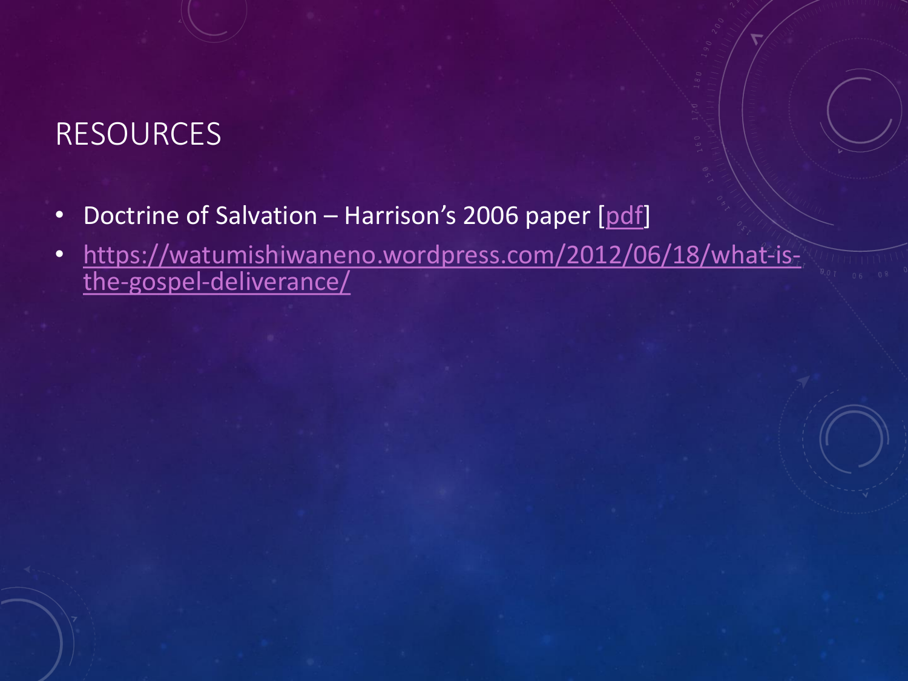# RESOURCES

- Doctrine of Salvation – Harrison's 2006 paper [pdf]
- https://watumishiwaneno.wordpress.com/2012/06/18/what-is-the-gospel-deliverance/